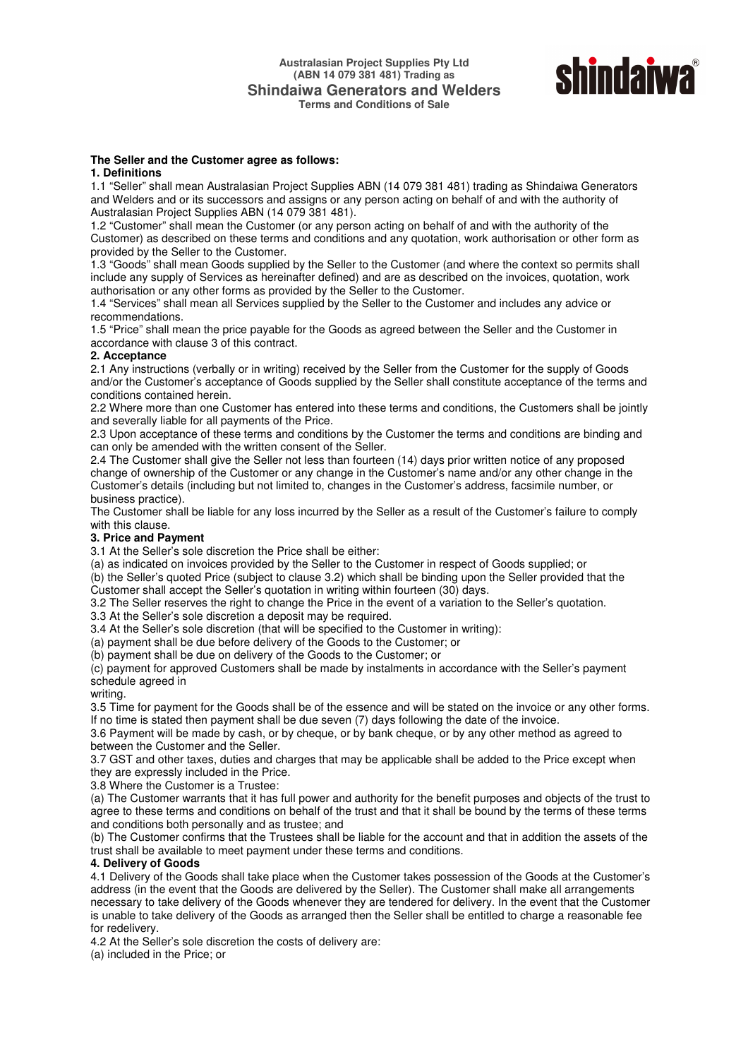**Australasian Project Supplies Pty Ltd**
**(ABN 14 079 381 481) Trading as**
## Shindaiwa Generators and Welders
**Terms and Conditions of Sale**

**The Seller and the Customer agree as follows:**

**1. Definitions**

1.1 "Seller" shall mean Australasian Project Supplies ABN (14 079 381 481) trading as Shindaiwa Generators and Welders and or its successors and assigns or any person acting on behalf of and with the authority of Australasian Project Supplies ABN (14 079 381 481).

1.2 "Customer" shall mean the Customer (or any person acting on behalf of and with the authority of the Customer) as described on these terms and conditions and any quotation, work authorisation or other form as provided by the Seller to the Customer.

1.3 "Goods" shall mean Goods supplied by the Seller to the Customer (and where the context so permits shall include any supply of Services as hereinafter defined) and are as described on the invoices, quotation, work authorisation or any other forms as provided by the Seller to the Customer.

1.4 "Services" shall mean all Services supplied by the Seller to the Customer and includes any advice or recommendations.

1.5 "Price" shall mean the price payable for the Goods as agreed between the Seller and the Customer in accordance with clause 3 of this contract.

**2. Acceptance**

2.1 Any instructions (verbally or in writing) received by the Seller from the Customer for the supply of Goods and/or the Customer's acceptance of Goods supplied by the Seller shall constitute acceptance of the terms and conditions contained herein.

2.2 Where more than one Customer has entered into these terms and conditions, the Customers shall be jointly and severally liable for all payments of the Price.

2.3 Upon acceptance of these terms and conditions by the Customer the terms and conditions are binding and can only be amended with the written consent of the Seller.

2.4 The Customer shall give the Seller not less than fourteen (14) days prior written notice of any proposed change of ownership of the Customer or any change in the Customer's name and/or any other change in the Customer's details (including but not limited to, changes in the Customer's address, facsimile number, or business practice).

The Customer shall be liable for any loss incurred by the Seller as a result of the Customer's failure to comply with this clause.

**3. Price and Payment**

3.1 At the Seller's sole discretion the Price shall be either:

(a) as indicated on invoices provided by the Seller to the Customer in respect of Goods supplied; or

(b) the Seller's quoted Price (subject to clause 3.2) which shall be binding upon the Seller provided that the Customer shall accept the Seller's quotation in writing within fourteen (30) days.

3.2 The Seller reserves the right to change the Price in the event of a variation to the Seller's quotation.

3.3 At the Seller's sole discretion a deposit may be required.

3.4 At the Seller's sole discretion (that will be specified to the Customer in writing):

(a) payment shall be due before delivery of the Goods to the Customer; or

(b) payment shall be due on delivery of the Goods to the Customer; or

(c) payment for approved Customers shall be made by instalments in accordance with the Seller's payment schedule agreed in writing.

3.5 Time for payment for the Goods shall be of the essence and will be stated on the invoice or any other forms. If no time is stated then payment shall be due seven (7) days following the date of the invoice.

3.6 Payment will be made by cash, or by cheque, or by bank cheque, or by any other method as agreed to between the Customer and the Seller.

3.7 GST and other taxes, duties and charges that may be applicable shall be added to the Price except when they are expressly included in the Price.

3.8 Where the Customer is a Trustee:

(a) The Customer warrants that it has full power and authority for the benefit purposes and objects of the trust to agree to these terms and conditions on behalf of the trust and that it shall be bound by the terms of these terms and conditions both personally and as trustee; and

(b) The Customer confirms that the Trustees shall be liable for the account and that in addition the assets of the trust shall be available to meet payment under these terms and conditions.

**4. Delivery of Goods**

4.1 Delivery of the Goods shall take place when the Customer takes possession of the Goods at the Customer's address (in the event that the Goods are delivered by the Seller). The Customer shall make all arrangements necessary to take delivery of the Goods whenever they are tendered for delivery. In the event that the Customer is unable to take delivery of the Goods as arranged then the Seller shall be entitled to charge a reasonable fee for redelivery.

4.2 At the Seller's sole discretion the costs of delivery are:

(a) included in the Price; or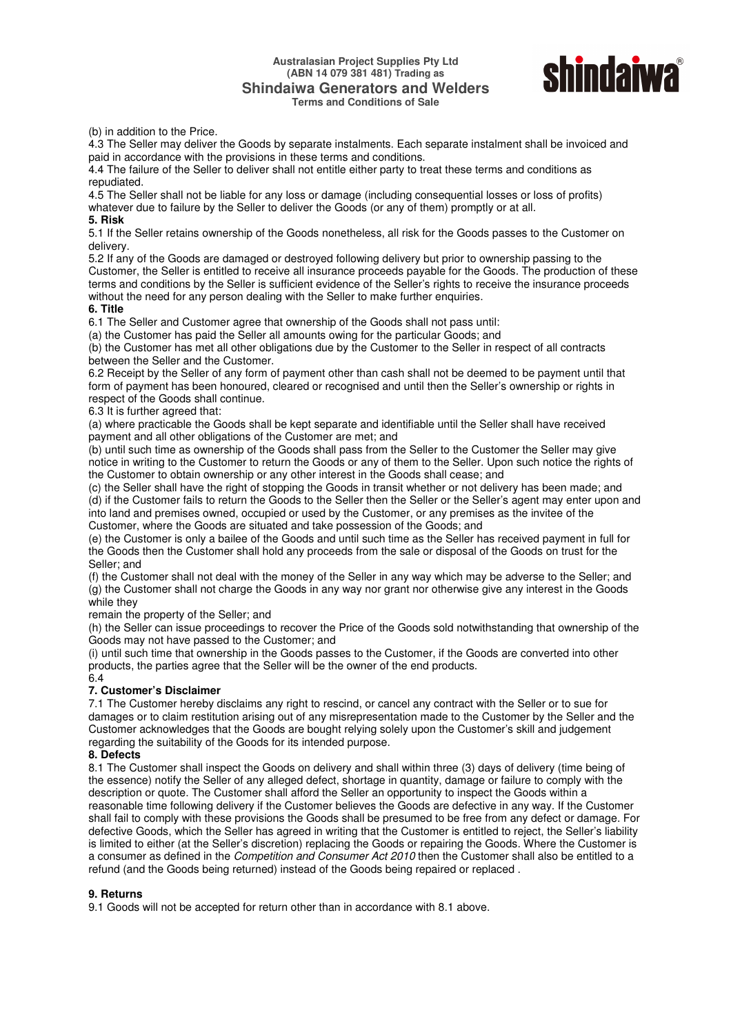(b) in addition to the Price.

4.3 The Seller may deliver the Goods by separate instalments. Each separate instalment shall be invoiced and paid in accordance with the provisions in these terms and conditions.

4.4 The failure of the Seller to deliver shall not entitle either party to treat these terms and conditions as repudiated.

4.5 The Seller shall not be liable for any loss or damage (including consequential losses or loss of profits) whatever due to failure by the Seller to deliver the Goods (or any of them) promptly or at all.

**5. Risk**

5.1 If the Seller retains ownership of the Goods nonetheless, all risk for the Goods passes to the Customer on delivery.

5.2 If any of the Goods are damaged or destroyed following delivery but prior to ownership passing to the Customer, the Seller is entitled to receive all insurance proceeds payable for the Goods. The production of these terms and conditions by the Seller is sufficient evidence of the Seller's rights to receive the insurance proceeds without the need for any person dealing with the Seller to make further enquiries.

**6. Title**

6.1 The Seller and Customer agree that ownership of the Goods shall not pass until:

(a) the Customer has paid the Seller all amounts owing for the particular Goods; and

(b) the Customer has met all other obligations due by the Customer to the Seller in respect of all contracts between the Seller and the Customer.

6.2 Receipt by the Seller of any form of payment other than cash shall not be deemed to be payment until that form of payment has been honoured, cleared or recognised and until then the Seller's ownership or rights in respect of the Goods shall continue.

6.3 It is further agreed that:

(a) where practicable the Goods shall be kept separate and identifiable until the Seller shall have received payment and all other obligations of the Customer are met; and

(b) until such time as ownership of the Goods shall pass from the Seller to the Customer the Seller may give notice in writing to the Customer to return the Goods or any of them to the Seller. Upon such notice the rights of the Customer to obtain ownership or any other interest in the Goods shall cease; and

(c) the Seller shall have the right of stopping the Goods in transit whether or not delivery has been made; and

(d) if the Customer fails to return the Goods to the Seller then the Seller or the Seller's agent may enter upon and into land and premises owned, occupied or used by the Customer, or any premises as the invitee of the Customer, where the Goods are situated and take possession of the Goods; and

(e) the Customer is only a bailee of the Goods and until such time as the Seller has received payment in full for the Goods then the Customer shall hold any proceeds from the sale or disposal of the Goods on trust for the Seller; and

(f) the Customer shall not deal with the money of the Seller in any way which may be adverse to the Seller; and

(g) the Customer shall not charge the Goods in any way nor grant nor otherwise give any interest in the Goods while they remain the property of the Seller; and

(h) the Seller can issue proceedings to recover the Price of the Goods sold notwithstanding that ownership of the Goods may not have passed to the Customer; and

(i) until such time that ownership in the Goods passes to the Customer, if the Goods are converted into other products, the parties agree that the Seller will be the owner of the end products.

6.4

**7. Customer's Disclaimer**

7.1 The Customer hereby disclaims any right to rescind, or cancel any contract with the Seller or to sue for damages or to claim restitution arising out of any misrepresentation made to the Customer by the Seller and the Customer acknowledges that the Goods are bought relying solely upon the Customer's skill and judgement regarding the suitability of the Goods for its intended purpose.

**8. Defects**

8.1 The Customer shall inspect the Goods on delivery and shall within three (3) days of delivery (time being of the essence) notify the Seller of any alleged defect, shortage in quantity, damage or failure to comply with the description or quote. The Customer shall afford the Seller an opportunity to inspect the Goods within a reasonable time following delivery if the Customer believes the Goods are defective in any way. If the Customer shall fail to comply with these provisions the Goods shall be presumed to be free from any defect or damage. For defective Goods, which the Seller has agreed in writing that the Customer is entitled to reject, the Seller's liability is limited to either (at the Seller's discretion) replacing the Goods or repairing the Goods. Where the Customer is a consumer as defined in the *Competition and Consumer Act 2010* then the Customer shall also be entitled to a refund (and the Goods being returned) instead of the Goods being repaired or replaced .

**9. Returns**

9.1 Goods will not be accepted for return other than in accordance with 8.1 above.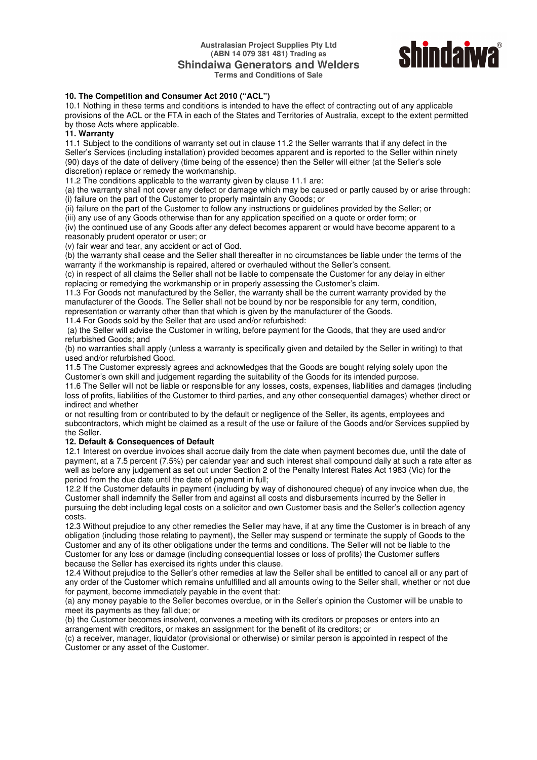## 10. The Competition and Consumer Act 2010 ("ACL")

10.1 Nothing in these terms and conditions is intended to have the effect of contracting out of any applicable provisions of the ACL or the FTA in each of the States and Territories of Australia, except to the extent permitted by those Acts where applicable.

## 11. Warranty

11.1 Subject to the conditions of warranty set out in clause 11.2 the Seller warrants that if any defect in the Seller's Services (including installation) provided becomes apparent and is reported to the Seller within ninety (90) days of the date of delivery (time being of the essence) then the Seller will either (at the Seller's sole discretion) replace or remedy the workmanship.

11.2 The conditions applicable to the warranty given by clause 11.1 are:

(a) the warranty shall not cover any defect or damage which may be caused or partly caused by or arise through:

(i) failure on the part of the Customer to properly maintain any Goods; or

(ii) failure on the part of the Customer to follow any instructions or guidelines provided by the Seller; or

(iii) any use of any Goods otherwise than for any application specified on a quote or order form; or

(iv) the continued use of any Goods after any defect becomes apparent or would have become apparent to a reasonably prudent operator or user; or

(v) fair wear and tear, any accident or act of God.

(b) the warranty shall cease and the Seller shall thereafter in no circumstances be liable under the terms of the warranty if the workmanship is repaired, altered or overhauled without the Seller's consent.

(c) in respect of all claims the Seller shall not be liable to compensate the Customer for any delay in either replacing or remedying the workmanship or in properly assessing the Customer's claim.

11.3 For Goods not manufactured by the Seller, the warranty shall be the current warranty provided by the manufacturer of the Goods. The Seller shall not be bound by nor be responsible for any term, condition, representation or warranty other than that which is given by the manufacturer of the Goods.

11.4 For Goods sold by the Seller that are used and/or refurbished:

(a) the Seller will advise the Customer in writing, before payment for the Goods, that they are used and/or refurbished Goods; and

(b) no warranties shall apply (unless a warranty is specifically given and detailed by the Seller in writing) to that used and/or refurbished Good.

11.5 The Customer expressly agrees and acknowledges that the Goods are bought relying solely upon the Customer's own skill and judgement regarding the suitability of the Goods for its intended purpose.

11.6 The Seller will not be liable or responsible for any losses, costs, expenses, liabilities and damages (including loss of profits, liabilities of the Customer to third-parties, and any other consequential damages) whether direct or indirect and whether or not resulting from or contributed to by the default or negligence of the Seller, its agents, employees and subcontractors, which might be claimed as a result of the use or failure of the Goods and/or Services supplied by the Seller.

## 12. Default & Consequences of Default

12.1 Interest on overdue invoices shall accrue daily from the date when payment becomes due, until the date of payment, at a 7.5 percent (7.5%) per calendar year and such interest shall compound daily at such a rate after as well as before any judgement as set out under Section 2 of the Penalty Interest Rates Act 1983 (Vic) for the period from the due date until the date of payment in full;

12.2 If the Customer defaults in payment (including by way of dishonoured cheque) of any invoice when due, the Customer shall indemnify the Seller from and against all costs and disbursements incurred by the Seller in pursuing the debt including legal costs on a solicitor and own Customer basis and the Seller's collection agency costs.

12.3 Without prejudice to any other remedies the Seller may have, if at any time the Customer is in breach of any obligation (including those relating to payment), the Seller may suspend or terminate the supply of Goods to the Customer and any of its other obligations under the terms and conditions. The Seller will not be liable to the Customer for any loss or damage (including consequential losses or loss of profits) the Customer suffers because the Seller has exercised its rights under this clause.

12.4 Without prejudice to the Seller's other remedies at law the Seller shall be entitled to cancel all or any part of any order of the Customer which remains unfulfilled and all amounts owing to the Seller shall, whether or not due for payment, become immediately payable in the event that:

(a) any money payable to the Seller becomes overdue, or in the Seller's opinion the Customer will be unable to meet its payments as they fall due; or

(b) the Customer becomes insolvent, convenes a meeting with its creditors or proposes or enters into an arrangement with creditors, or makes an assignment for the benefit of its creditors; or

(c) a receiver, manager, liquidator (provisional or otherwise) or similar person is appointed in respect of the Customer or any asset of the Customer.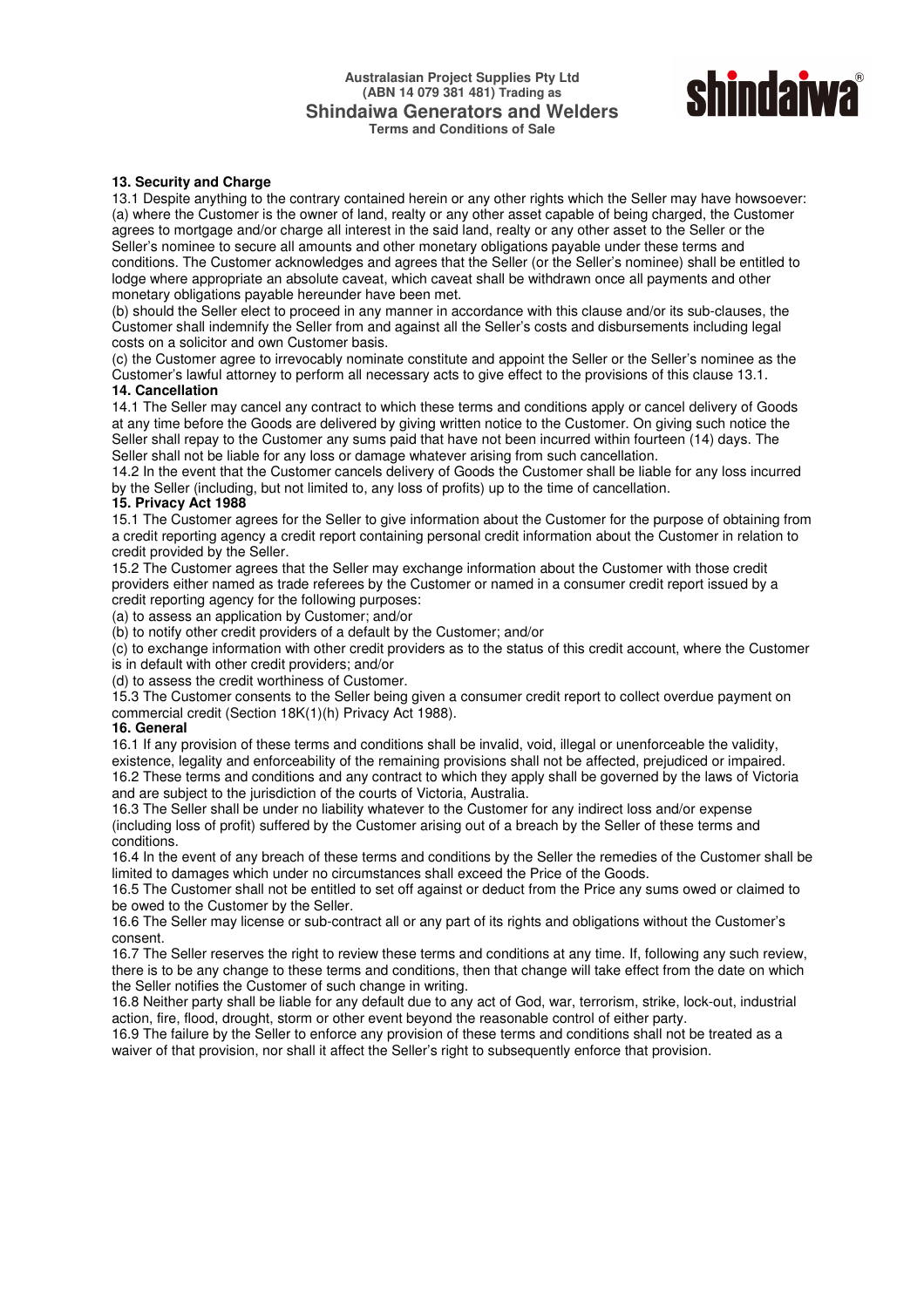#### 13. Security and Charge

13.1 Despite anything to the contrary contained herein or any other rights which the Seller may have howsoever:
(a) where the Customer is the owner of land, realty or any other asset capable of being charged, the Customer agrees to mortgage and/or charge all interest in the said land, realty or any other asset to the Seller or the Seller's nominee to secure all amounts and other monetary obligations payable under these terms and conditions. The Customer acknowledges and agrees that the Seller (or the Seller's nominee) shall be entitled to lodge where appropriate an absolute caveat, which caveat shall be withdrawn once all payments and other monetary obligations payable hereunder have been met.
(b) should the Seller elect to proceed in any manner in accordance with this clause and/or its sub-clauses, the Customer shall indemnify the Seller from and against all the Seller's costs and disbursements including legal costs on a solicitor and own Customer basis.
(c) the Customer agree to irrevocably nominate constitute and appoint the Seller or the Seller's nominee as the Customer's lawful attorney to perform all necessary acts to give effect to the provisions of this clause 13.1.

#### 14. Cancellation

14.1 The Seller may cancel any contract to which these terms and conditions apply or cancel delivery of Goods at any time before the Goods are delivered by giving written notice to the Customer. On giving such notice the Seller shall repay to the Customer any sums paid that have not been incurred within fourteen (14) days. The Seller shall not be liable for any loss or damage whatever arising from such cancellation.
14.2 In the event that the Customer cancels delivery of Goods the Customer shall be liable for any loss incurred by the Seller (including, but not limited to, any loss of profits) up to the time of cancellation.

#### 15. Privacy Act 1988

15.1 The Customer agrees for the Seller to give information about the Customer for the purpose of obtaining from a credit reporting agency a credit report containing personal credit information about the Customer in relation to credit provided by the Seller.
15.2 The Customer agrees that the Seller may exchange information about the Customer with those credit providers either named as trade referees by the Customer or named in a consumer credit report issued by a credit reporting agency for the following purposes:
(a) to assess an application by Customer; and/or
(b) to notify other credit providers of a default by the Customer; and/or
(c) to exchange information with other credit providers as to the status of this credit account, where the Customer is in default with other credit providers; and/or
(d) to assess the credit worthiness of Customer.
15.3 The Customer consents to the Seller being given a consumer credit report to collect overdue payment on commercial credit (Section 18K(1)(h) Privacy Act 1988).

#### 16. General

16.1 If any provision of these terms and conditions shall be invalid, void, illegal or unenforceable the validity, existence, legality and enforceability of the remaining provisions shall not be affected, prejudiced or impaired.
16.2 These terms and conditions and any contract to which they apply shall be governed by the laws of Victoria and are subject to the jurisdiction of the courts of Victoria, Australia.
16.3 The Seller shall be under no liability whatever to the Customer for any indirect loss and/or expense (including loss of profit) suffered by the Customer arising out of a breach by the Seller of these terms and conditions.
16.4 In the event of any breach of these terms and conditions by the Seller the remedies of the Customer shall be limited to damages which under no circumstances shall exceed the Price of the Goods.
16.5 The Customer shall not be entitled to set off against or deduct from the Price any sums owed or claimed to be owed to the Customer by the Seller.
16.6 The Seller may license or sub-contract all or any part of its rights and obligations without the Customer's consent.
16.7 The Seller reserves the right to review these terms and conditions at any time. If, following any such review, there is to be any change to these terms and conditions, then that change will take effect from the date on which the Seller notifies the Customer of such change in writing.
16.8 Neither party shall be liable for any default due to any act of God, war, terrorism, strike, lock-out, industrial action, fire, flood, drought, storm or other event beyond the reasonable control of either party.
16.9 The failure by the Seller to enforce any provision of these terms and conditions shall not be treated as a waiver of that provision, nor shall it affect the Seller's right to subsequently enforce that provision.